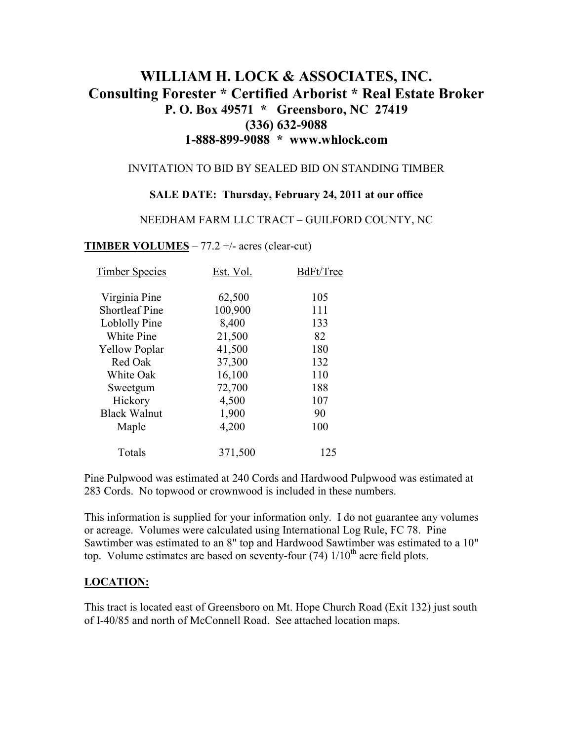# WILLIAM H. LOCK & ASSOCIATES, INC.
## Consulting Forester * Certified Arborist * Real Estate Broker
### P. O. Box 49571 * Greensboro, NC 27419
### (336) 632-9088
### 1-888-899-9088 * www.whlock.com

INVITATION TO BID BY SEALED BID ON STANDING TIMBER

**SALE DATE: Thursday, February 24, 2011 at our office**

NEEDHAM FARM LLC TRACT – GUILFORD COUNTY, NC

**TIMBER VOLUMES** – 77.2 +/- acres (clear-cut)

| Timber Species | Est. Vol. | BdFt/Tree |
|---|---|---|
| Virginia Pine | 62,500 | 105 |
| Shortleaf Pine | 100,900 | 111 |
| Loblolly Pine | 8,400 | 133 |
| White Pine | 21,500 | 82 |
| Yellow Poplar | 41,500 | 180 |
| Red Oak | 37,300 | 132 |
| White Oak | 16,100 | 110 |
| Sweetgum | 72,700 | 188 |
| Hickory | 4,500 | 107 |
| Black Walnut | 1,900 | 90 |
| Maple | 4,200 | 100 |
| Totals | 371,500 | 125 |

Pine Pulpwood was estimated at 240 Cords and Hardwood Pulpwood was estimated at 283 Cords. No topwood or crownwood is included in these numbers.

This information is supplied for your information only. I do not guarantee any volumes or acreage. Volumes were calculated using International Log Rule, FC 78. Pine Sawtimber was estimated to an 8" top and Hardwood Sawtimber was estimated to a 10" top. Volume estimates are based on seventy-four (74) 1/10th acre field plots.

**LOCATION:**

This tract is located east of Greensboro on Mt. Hope Church Road (Exit 132) just south of I-40/85 and north of McConnell Road. See attached location maps.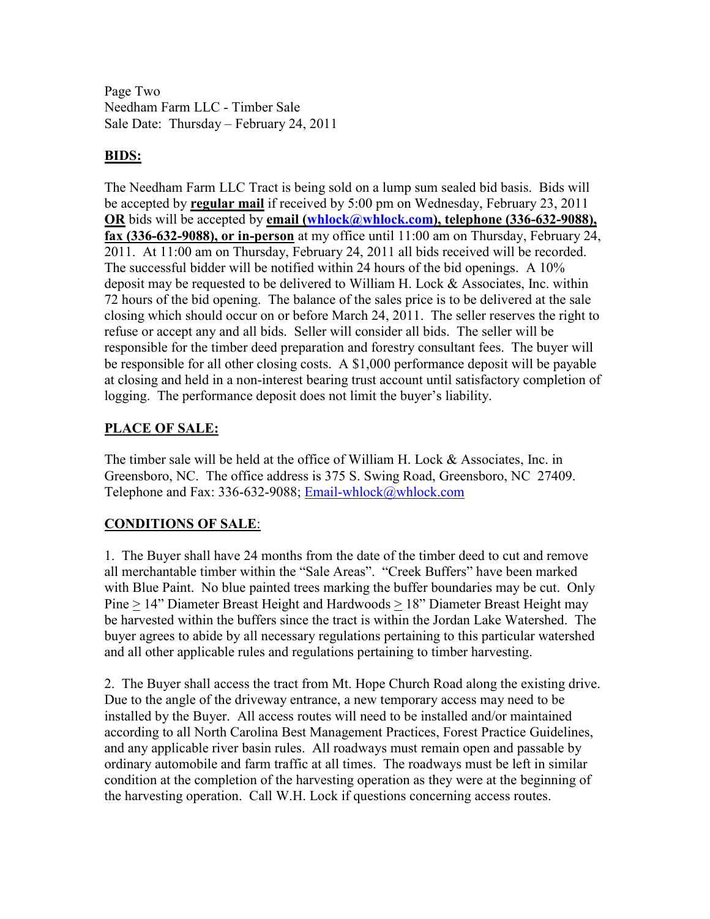Page Two
Needham Farm LLC - Timber Sale
Sale Date: Thursday – February 24, 2011

## BIDS:

The Needham Farm LLC Tract is being sold on a lump sum sealed bid basis. Bids will be accepted by **regular mail** if received by 5:00 pm on Wednesday, February 23, 2011 **OR** bids will be accepted by **email (whlock@whlock.com), telephone (336-632-9088), fax (336-632-9088), or in-person** at my office until 11:00 am on Thursday, February 24, 2011. At 11:00 am on Thursday, February 24, 2011 all bids received will be recorded. The successful bidder will be notified within 24 hours of the bid openings. A 10% deposit may be requested to be delivered to William H. Lock & Associates, Inc. within 72 hours of the bid opening. The balance of the sales price is to be delivered at the sale closing which should occur on or before March 24, 2011. The seller reserves the right to refuse or accept any and all bids. Seller will consider all bids. The seller will be responsible for the timber deed preparation and forestry consultant fees. The buyer will be responsible for all other closing costs. A $1,000 performance deposit will be payable at closing and held in a non-interest bearing trust account until satisfactory completion of logging. The performance deposit does not limit the buyer's liability.

## PLACE OF SALE:

The timber sale will be held at the office of William H. Lock & Associates, Inc. in Greensboro, NC. The office address is 375 S. Swing Road, Greensboro, NC 27409. Telephone and Fax: 336-632-9088; Email-whlock@whlock.com

## CONDITIONS OF SALE:

1. The Buyer shall have 24 months from the date of the timber deed to cut and remove all merchantable timber within the "Sale Areas". "Creek Buffers" have been marked with Blue Paint. No blue painted trees marking the buffer boundaries may be cut. Only Pine ≥ 14" Diameter Breast Height and Hardwoods ≥ 18" Diameter Breast Height may be harvested within the buffers since the tract is within the Jordan Lake Watershed. The buyer agrees to abide by all necessary regulations pertaining to this particular watershed and all other applicable rules and regulations pertaining to timber harvesting.

2. The Buyer shall access the tract from Mt. Hope Church Road along the existing drive. Due to the angle of the driveway entrance, a new temporary access may need to be installed by the Buyer. All access routes will need to be installed and/or maintained according to all North Carolina Best Management Practices, Forest Practice Guidelines, and any applicable river basin rules. All roadways must remain open and passable by ordinary automobile and farm traffic at all times. The roadways must be left in similar condition at the completion of the harvesting operation as they were at the beginning of the harvesting operation. Call W.H. Lock if questions concerning access routes.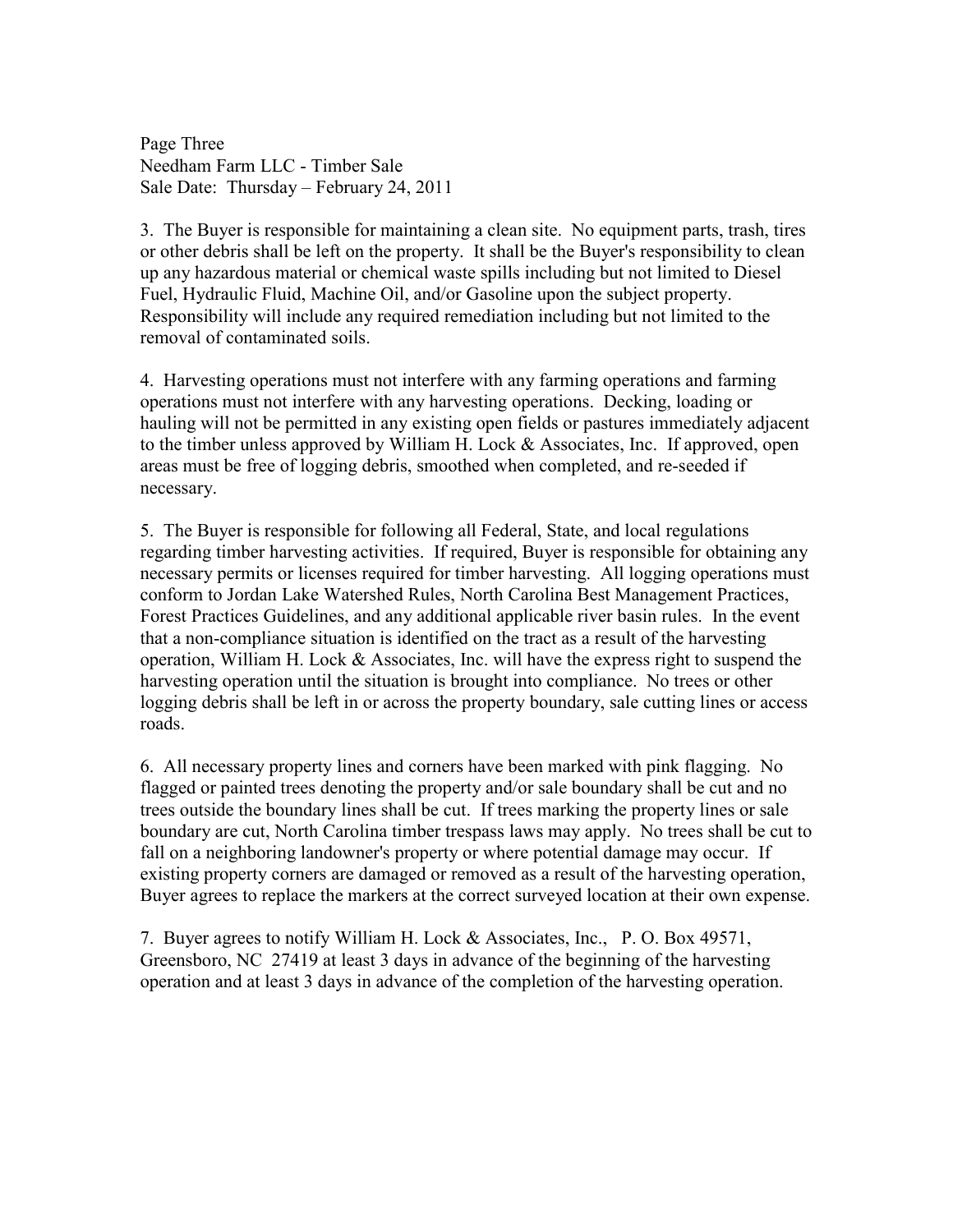3. The Buyer is responsible for maintaining a clean site. No equipment parts, trash, tires or other debris shall be left on the property. It shall be the Buyer's responsibility to clean up any hazardous material or chemical waste spills including but not limited to Diesel Fuel, Hydraulic Fluid, Machine Oil, and/or Gasoline upon the subject property. Responsibility will include any required remediation including but not limited to the removal of contaminated soils.

4. Harvesting operations must not interfere with any farming operations and farming operations must not interfere with any harvesting operations. Decking, loading or hauling will not be permitted in any existing open fields or pastures immediately adjacent to the timber unless approved by William H. Lock & Associates, Inc. If approved, open areas must be free of logging debris, smoothed when completed, and re-seeded if necessary.

5. The Buyer is responsible for following all Federal, State, and local regulations regarding timber harvesting activities. If required, Buyer is responsible for obtaining any necessary permits or licenses required for timber harvesting. All logging operations must conform to Jordan Lake Watershed Rules, North Carolina Best Management Practices, Forest Practices Guidelines, and any additional applicable river basin rules. In the event that a non-compliance situation is identified on the tract as a result of the harvesting operation, William H. Lock & Associates, Inc. will have the express right to suspend the harvesting operation until the situation is brought into compliance. No trees or other logging debris shall be left in or across the property boundary, sale cutting lines or access roads.

6. All necessary property lines and corners have been marked with pink flagging. No flagged or painted trees denoting the property and/or sale boundary shall be cut and no trees outside the boundary lines shall be cut. If trees marking the property lines or sale boundary are cut, North Carolina timber trespass laws may apply. No trees shall be cut to fall on a neighboring landowner's property or where potential damage may occur. If existing property corners are damaged or removed as a result of the harvesting operation, Buyer agrees to replace the markers at the correct surveyed location at their own expense.

7. Buyer agrees to notify William H. Lock & Associates, Inc., P. O. Box 49571, Greensboro, NC 27419 at least 3 days in advance of the beginning of the harvesting operation and at least 3 days in advance of the completion of the harvesting operation.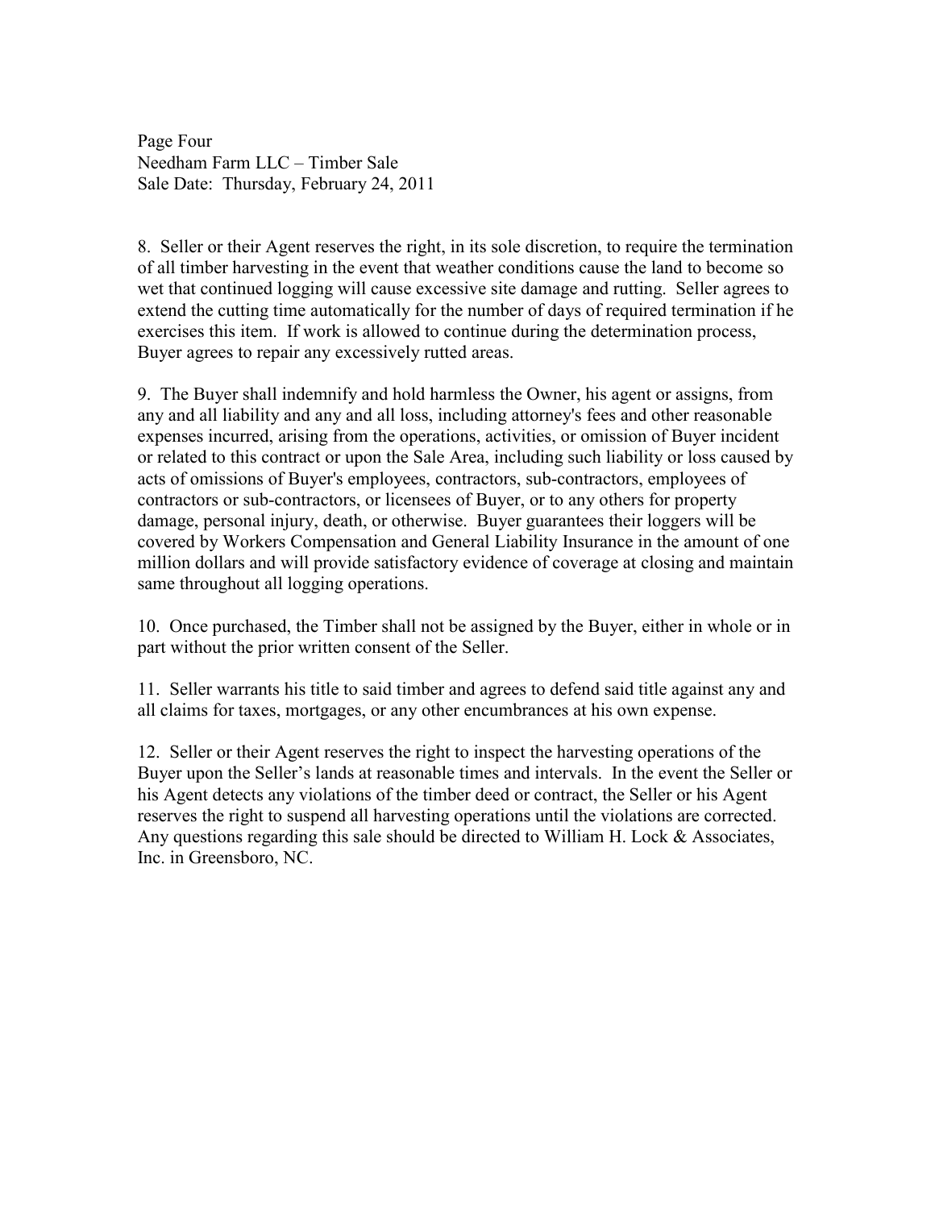8. Seller or their Agent reserves the right, in its sole discretion, to require the termination of all timber harvesting in the event that weather conditions cause the land to become so wet that continued logging will cause excessive site damage and rutting. Seller agrees to extend the cutting time automatically for the number of days of required termination if he exercises this item. If work is allowed to continue during the determination process, Buyer agrees to repair any excessively rutted areas.

9. The Buyer shall indemnify and hold harmless the Owner, his agent or assigns, from any and all liability and any and all loss, including attorney's fees and other reasonable expenses incurred, arising from the operations, activities, or omission of Buyer incident or related to this contract or upon the Sale Area, including such liability or loss caused by acts of omissions of Buyer's employees, contractors, sub-contractors, employees of contractors or sub-contractors, or licensees of Buyer, or to any others for property damage, personal injury, death, or otherwise. Buyer guarantees their loggers will be covered by Workers Compensation and General Liability Insurance in the amount of one million dollars and will provide satisfactory evidence of coverage at closing and maintain same throughout all logging operations.

10. Once purchased, the Timber shall not be assigned by the Buyer, either in whole or in part without the prior written consent of the Seller.

11. Seller warrants his title to said timber and agrees to defend said title against any and all claims for taxes, mortgages, or any other encumbrances at his own expense.

12. Seller or their Agent reserves the right to inspect the harvesting operations of the Buyer upon the Seller's lands at reasonable times and intervals. In the event the Seller or his Agent detects any violations of the timber deed or contract, the Seller or his Agent reserves the right to suspend all harvesting operations until the violations are corrected. Any questions regarding this sale should be directed to William H. Lock & Associates, Inc. in Greensboro, NC.